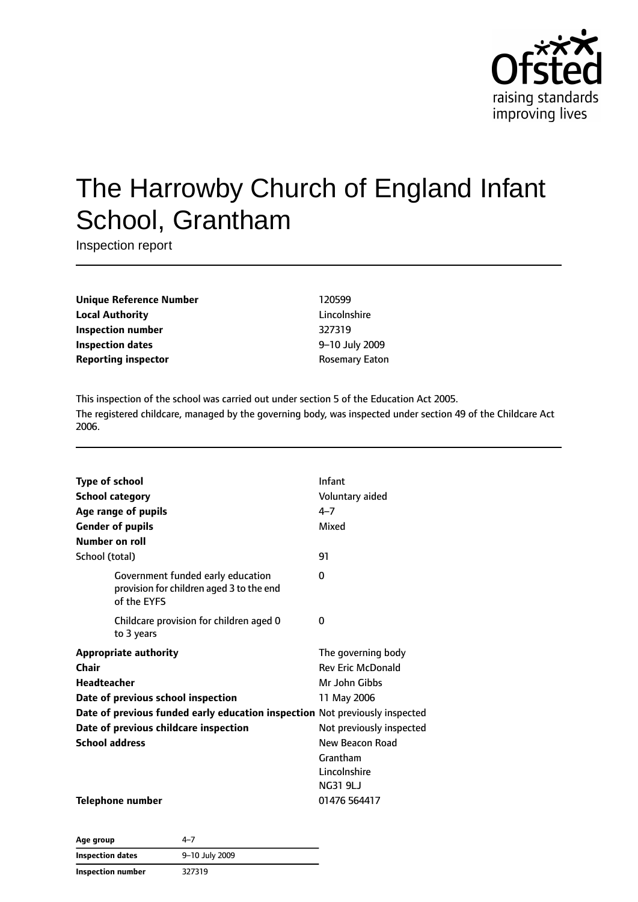# The Harrowby Church of England Infant School, Grantham

Inspection report

| | |
|---|---|
| **Unique Reference Number** | 120599 |
| **Local Authority** | Lincolnshire |
| **Inspection number** | 327319 |
| **Inspection dates** | 9–10 July 2009 |
| **Reporting inspector** | Rosemary Eaton |

This inspection of the school was carried out under section 5 of the Education Act 2005.

The registered childcare, managed by the governing body, was inspected under section 49 of the Childcare Act 2006.

| | |
|---|---|
| **Type of school** | Infant |
| **School category** | Voluntary aided |
| **Age range of pupils** | 4–7 |
| **Gender of pupils** | Mixed |
| **Number on roll** | |
| School (total) | 91 |
| Government funded early education provision for children aged 3 to the end of the EYFS | 0 |
| Childcare provision for children aged 0 to 3 years | 0 |
| **Appropriate authority** | The governing body |
| **Chair** | Rev Eric McDonald |
| **Headteacher** | Mr John Gibbs |
| **Date of previous school inspection** | 11 May 2006 |
| **Date of previous funded early education inspection** | Not previously inspected |
| **Date of previous childcare inspection** | Not previously inspected |
| **School address** | New Beacon Road<br>Grantham<br>Lincolnshire<br>NG31 9LJ |
| **Telephone number** | 01476 564417 |

| | |
|---|---|
| **Age group** | 4–7 |
| **Inspection dates** | 9–10 July 2009 |
| **Inspection number** | 327319 |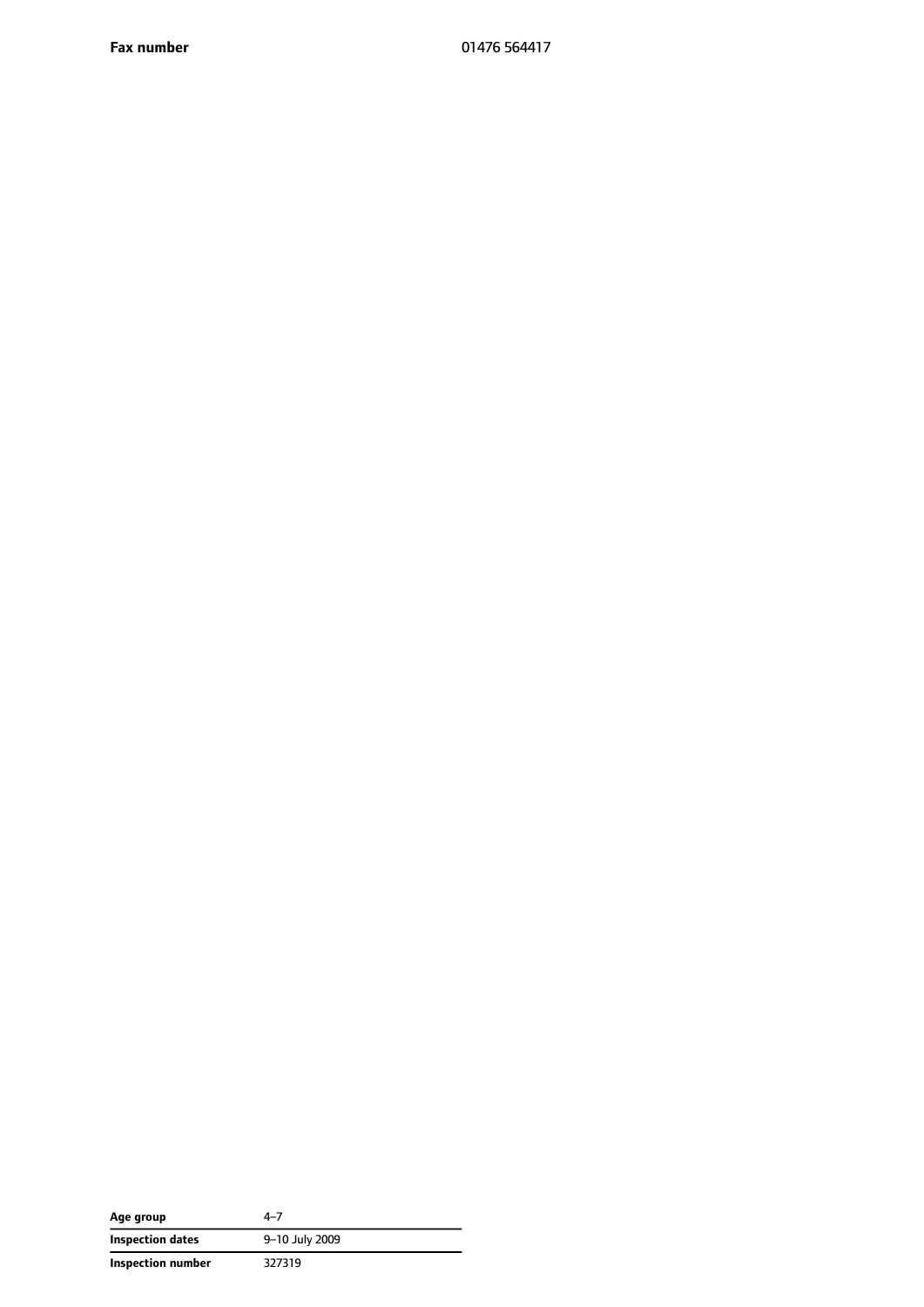| | |
|---|---|
| **Fax number** | 01476 564417 |

| | |
|---|---|
| **Age group** | 4–7 |
| **Inspection dates** | 9–10 July 2009 |
| **Inspection number** | 327319 |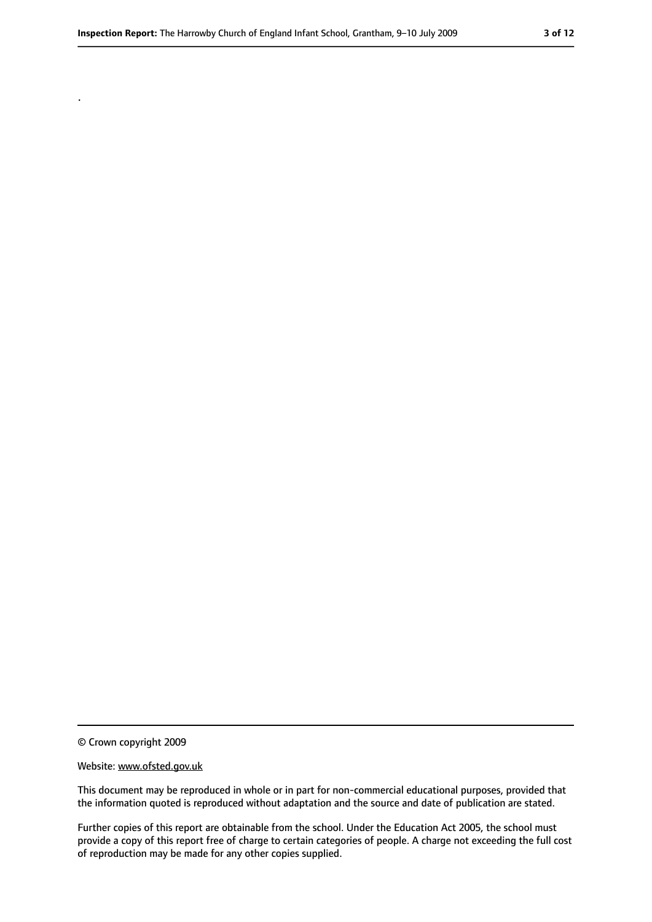.

© Crown copyright 2009

Website: www.ofsted.gov.uk

This document may be reproduced in whole or in part for non-commercial educational purposes, provided that the information quoted is reproduced without adaptation and the source and date of publication are stated.

Further copies of this report are obtainable from the school. Under the Education Act 2005, the school must provide a copy of this report free of charge to certain categories of people. A charge not exceeding the full cost of reproduction may be made for any other copies supplied.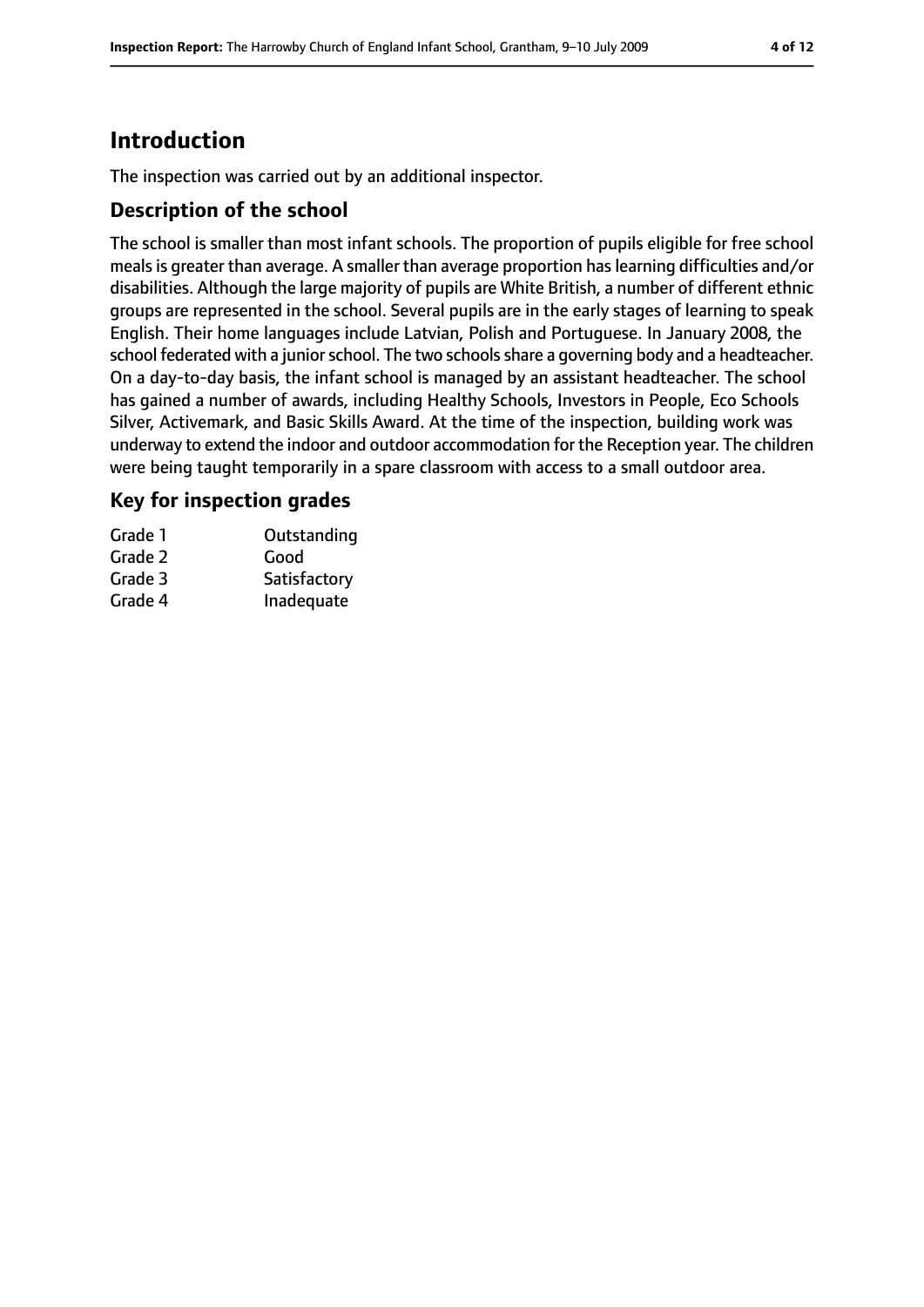# Introduction

The inspection was carried out by an additional inspector.

## Description of the school

The school is smaller than most infant schools. The proportion of pupils eligible for free school meals is greater than average. A smaller than average proportion has learning difficulties and/or disabilities. Although the large majority of pupils are White British, a number of different ethnic groups are represented in the school. Several pupils are in the early stages of learning to speak English. Their home languages include Latvian, Polish and Portuguese. In January 2008, the school federated with a junior school. The two schools share a governing body and a headteacher. On a day-to-day basis, the infant school is managed by an assistant headteacher. The school has gained a number of awards, including Healthy Schools, Investors in People, Eco Schools Silver, Activemark, and Basic Skills Award. At the time of the inspection, building work was underway to extend the indoor and outdoor accommodation for the Reception year. The children were being taught temporarily in a spare classroom with access to a small outdoor area.

## Key for inspection grades

| | |
|---|---|
| Grade 1 | Outstanding |
| Grade 2 | Good |
| Grade 3 | Satisfactory |
| Grade 4 | Inadequate |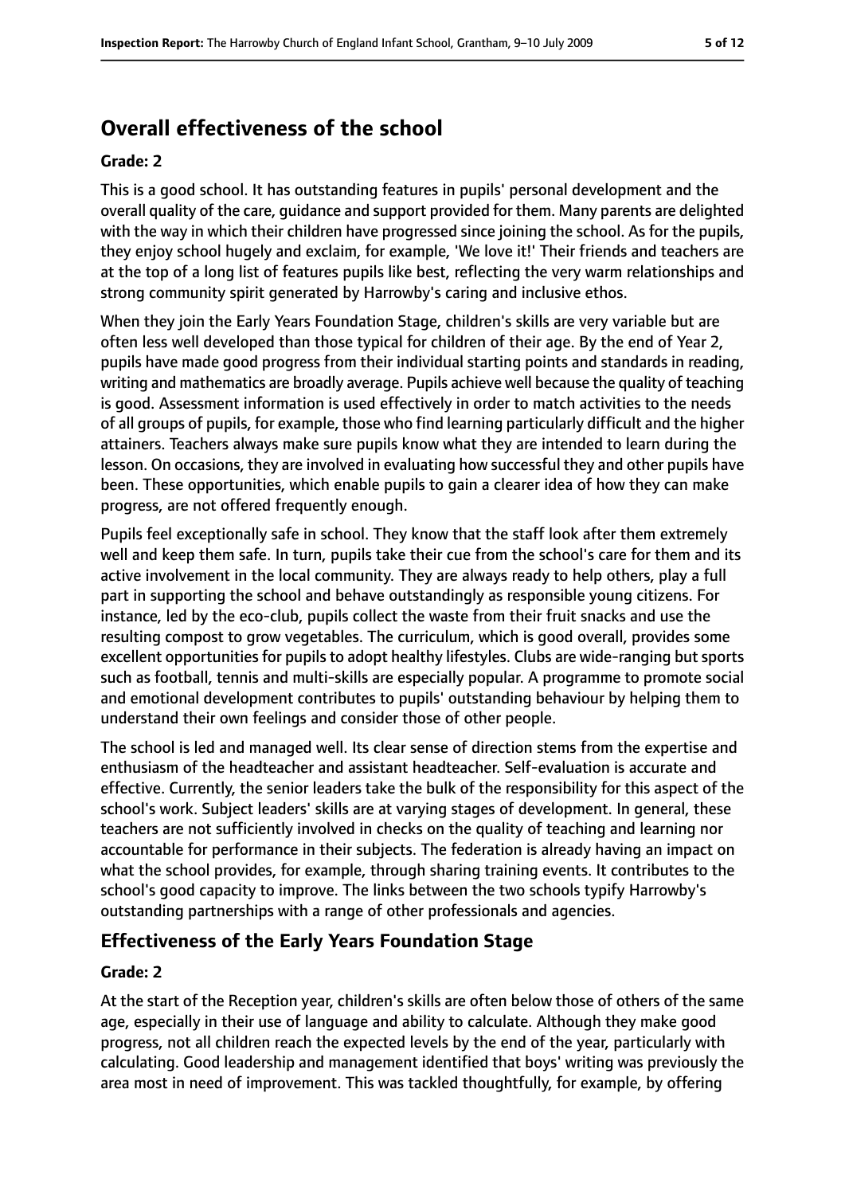## Overall effectiveness of the school

**Grade: 2**

This is a good school. It has outstanding features in pupils' personal development and the overall quality of the care, guidance and support provided for them. Many parents are delighted with the way in which their children have progressed since joining the school. As for the pupils, they enjoy school hugely and exclaim, for example, 'We love it!' Their friends and teachers are at the top of a long list of features pupils like best, reflecting the very warm relationships and strong community spirit generated by Harrowby's caring and inclusive ethos.

When they join the Early Years Foundation Stage, children's skills are very variable but are often less well developed than those typical for children of their age. By the end of Year 2, pupils have made good progress from their individual starting points and standards in reading, writing and mathematics are broadly average. Pupils achieve well because the quality of teaching is good. Assessment information is used effectively in order to match activities to the needs of all groups of pupils, for example, those who find learning particularly difficult and the higher attainers. Teachers always make sure pupils know what they are intended to learn during the lesson. On occasions, they are involved in evaluating how successful they and other pupils have been. These opportunities, which enable pupils to gain a clearer idea of how they can make progress, are not offered frequently enough.

Pupils feel exceptionally safe in school. They know that the staff look after them extremely well and keep them safe. In turn, pupils take their cue from the school's care for them and its active involvement in the local community. They are always ready to help others, play a full part in supporting the school and behave outstandingly as responsible young citizens. For instance, led by the eco-club, pupils collect the waste from their fruit snacks and use the resulting compost to grow vegetables. The curriculum, which is good overall, provides some excellent opportunities for pupils to adopt healthy lifestyles. Clubs are wide-ranging but sports such as football, tennis and multi-skills are especially popular. A programme to promote social and emotional development contributes to pupils' outstanding behaviour by helping them to understand their own feelings and consider those of other people.

The school is led and managed well. Its clear sense of direction stems from the expertise and enthusiasm of the headteacher and assistant headteacher. Self-evaluation is accurate and effective. Currently, the senior leaders take the bulk of the responsibility for this aspect of the school's work. Subject leaders' skills are at varying stages of development. In general, these teachers are not sufficiently involved in checks on the quality of teaching and learning nor accountable for performance in their subjects. The federation is already having an impact on what the school provides, for example, through sharing training events. It contributes to the school's good capacity to improve. The links between the two schools typify Harrowby's outstanding partnerships with a range of other professionals and agencies.

### Effectiveness of the Early Years Foundation Stage

**Grade: 2**

At the start of the Reception year, children's skills are often below those of others of the same age, especially in their use of language and ability to calculate. Although they make good progress, not all children reach the expected levels by the end of the year, particularly with calculating. Good leadership and management identified that boys' writing was previously the area most in need of improvement. This was tackled thoughtfully, for example, by offering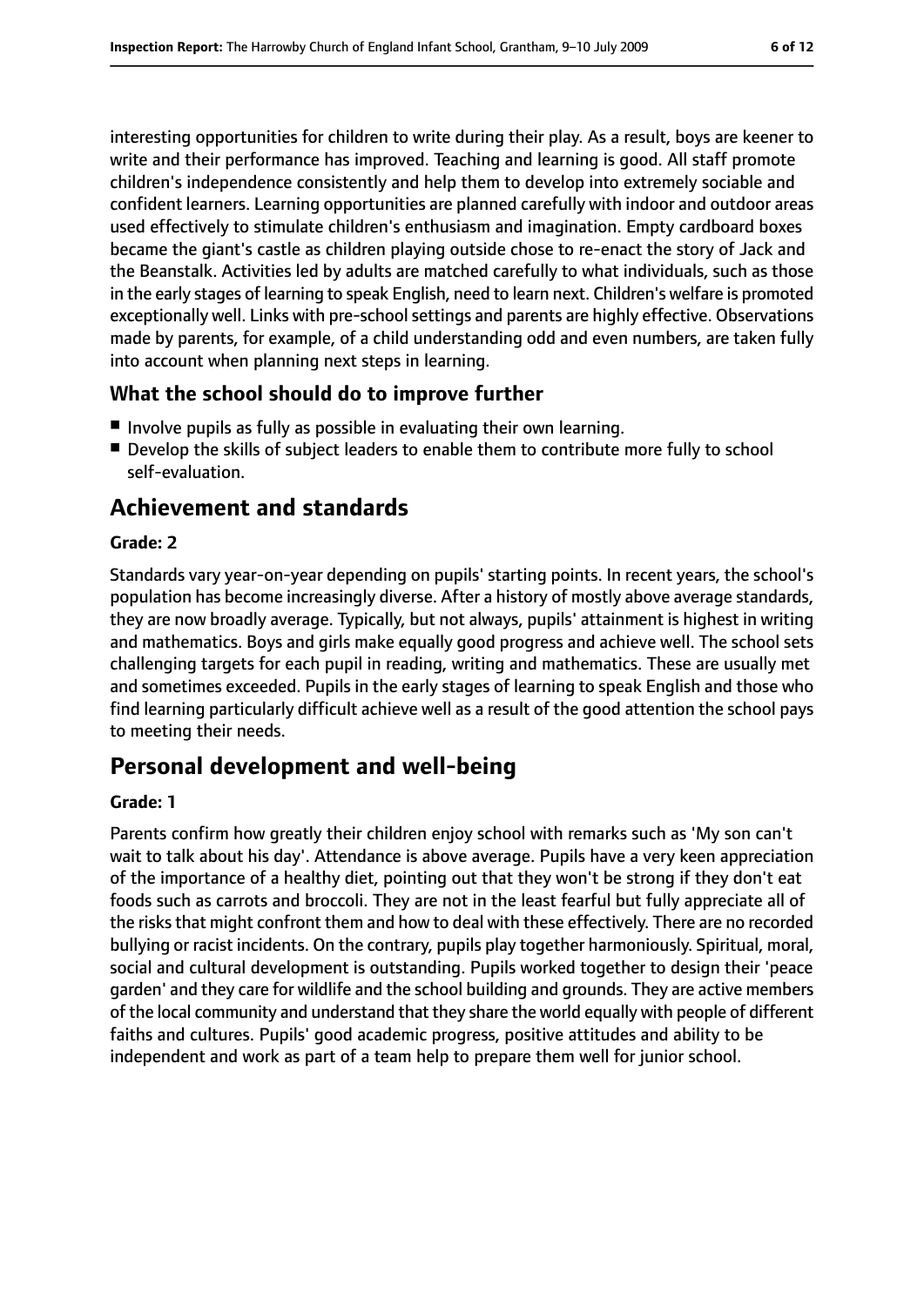interesting opportunities for children to write during their play. As a result, boys are keener to write and their performance has improved. Teaching and learning is good. All staff promote children's independence consistently and help them to develop into extremely sociable and confident learners. Learning opportunities are planned carefully with indoor and outdoor areas used effectively to stimulate children's enthusiasm and imagination. Empty cardboard boxes became the giant's castle as children playing outside chose to re-enact the story of Jack and the Beanstalk. Activities led by adults are matched carefully to what individuals, such as those in the early stages of learning to speak English, need to learn next. Children's welfare is promoted exceptionally well. Links with pre-school settings and parents are highly effective. Observations made by parents, for example, of a child understanding odd and even numbers, are taken fully into account when planning next steps in learning.

### What the school should do to improve further

- Involve pupils as fully as possible in evaluating their own learning.
- Develop the skills of subject leaders to enable them to contribute more fully to school self-evaluation.

## Achievement and standards

**Grade: 2**

Standards vary year-on-year depending on pupils' starting points. In recent years, the school's population has become increasingly diverse. After a history of mostly above average standards, they are now broadly average. Typically, but not always, pupils' attainment is highest in writing and mathematics. Boys and girls make equally good progress and achieve well. The school sets challenging targets for each pupil in reading, writing and mathematics. These are usually met and sometimes exceeded. Pupils in the early stages of learning to speak English and those who find learning particularly difficult achieve well as a result of the good attention the school pays to meeting their needs.

## Personal development and well-being

**Grade: 1**

Parents confirm how greatly their children enjoy school with remarks such as 'My son can't wait to talk about his day'. Attendance is above average. Pupils have a very keen appreciation of the importance of a healthy diet, pointing out that they won't be strong if they don't eat foods such as carrots and broccoli. They are not in the least fearful but fully appreciate all of the risks that might confront them and how to deal with these effectively. There are no recorded bullying or racist incidents. On the contrary, pupils play together harmoniously. Spiritual, moral, social and cultural development is outstanding. Pupils worked together to design their 'peace garden' and they care for wildlife and the school building and grounds. They are active members of the local community and understand that they share the world equally with people of different faiths and cultures. Pupils' good academic progress, positive attitudes and ability to be independent and work as part of a team help to prepare them well for junior school.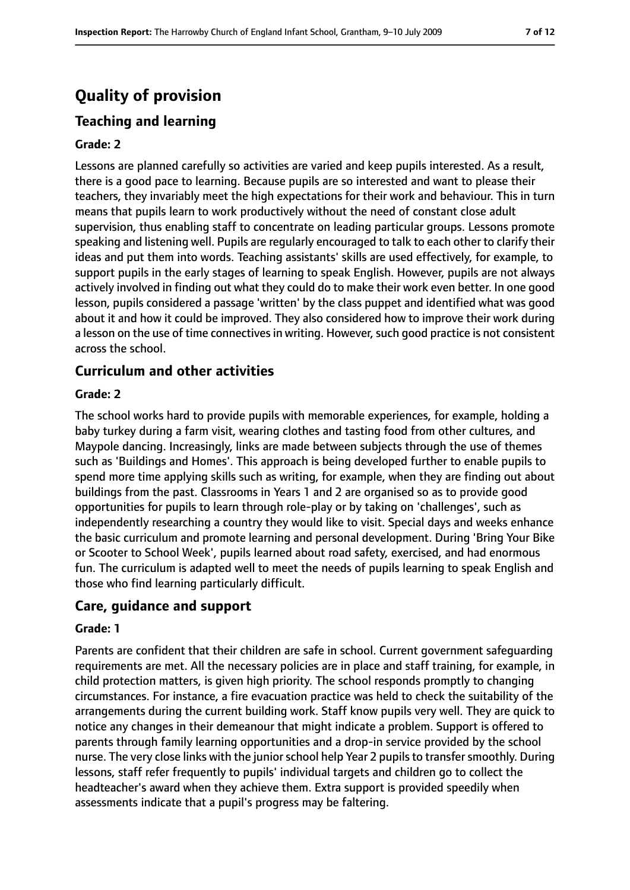# Quality of provision

## Teaching and learning

### Grade: 2

Lessons are planned carefully so activities are varied and keep pupils interested. As a result, there is a good pace to learning. Because pupils are so interested and want to please their teachers, they invariably meet the high expectations for their work and behaviour. This in turn means that pupils learn to work productively without the need of constant close adult supervision, thus enabling staff to concentrate on leading particular groups. Lessons promote speaking and listening well. Pupils are regularly encouraged to talk to each other to clarify their ideas and put them into words. Teaching assistants' skills are used effectively, for example, to support pupils in the early stages of learning to speak English. However, pupils are not always actively involved in finding out what they could do to make their work even better. In one good lesson, pupils considered a passage 'written' by the class puppet and identified what was good about it and how it could be improved. They also considered how to improve their work during a lesson on the use of time connectives in writing. However, such good practice is not consistent across the school.

## Curriculum and other activities

### Grade: 2

The school works hard to provide pupils with memorable experiences, for example, holding a baby turkey during a farm visit, wearing clothes and tasting food from other cultures, and Maypole dancing. Increasingly, links are made between subjects through the use of themes such as 'Buildings and Homes'. This approach is being developed further to enable pupils to spend more time applying skills such as writing, for example, when they are finding out about buildings from the past. Classrooms in Years 1 and 2 are organised so as to provide good opportunities for pupils to learn through role-play or by taking on 'challenges', such as independently researching a country they would like to visit. Special days and weeks enhance the basic curriculum and promote learning and personal development. During 'Bring Your Bike or Scooter to School Week', pupils learned about road safety, exercised, and had enormous fun. The curriculum is adapted well to meet the needs of pupils learning to speak English and those who find learning particularly difficult.

## Care, guidance and support

### Grade: 1

Parents are confident that their children are safe in school. Current government safeguarding requirements are met. All the necessary policies are in place and staff training, for example, in child protection matters, is given high priority. The school responds promptly to changing circumstances. For instance, a fire evacuation practice was held to check the suitability of the arrangements during the current building work. Staff know pupils very well. They are quick to notice any changes in their demeanour that might indicate a problem. Support is offered to parents through family learning opportunities and a drop-in service provided by the school nurse. The very close links with the junior school help Year 2 pupils to transfer smoothly. During lessons, staff refer frequently to pupils' individual targets and children go to collect the headteacher's award when they achieve them. Extra support is provided speedily when assessments indicate that a pupil's progress may be faltering.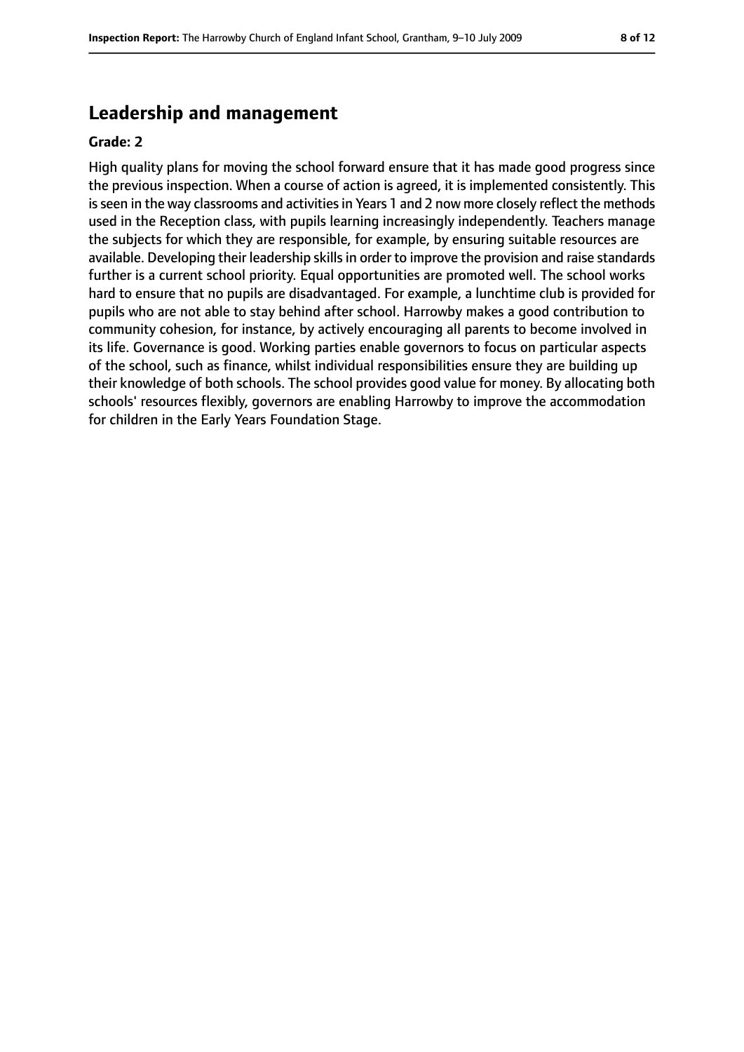## Leadership and management

**Grade: 2**

High quality plans for moving the school forward ensure that it has made good progress since the previous inspection. When a course of action is agreed, it is implemented consistently. This is seen in the way classrooms and activities in Years 1 and 2 now more closely reflect the methods used in the Reception class, with pupils learning increasingly independently. Teachers manage the subjects for which they are responsible, for example, by ensuring suitable resources are available. Developing their leadership skills in order to improve the provision and raise standards further is a current school priority. Equal opportunities are promoted well. The school works hard to ensure that no pupils are disadvantaged. For example, a lunchtime club is provided for pupils who are not able to stay behind after school. Harrowby makes a good contribution to community cohesion, for instance, by actively encouraging all parents to become involved in its life. Governance is good. Working parties enable governors to focus on particular aspects of the school, such as finance, whilst individual responsibilities ensure they are building up their knowledge of both schools. The school provides good value for money. By allocating both schools' resources flexibly, governors are enabling Harrowby to improve the accommodation for children in the Early Years Foundation Stage.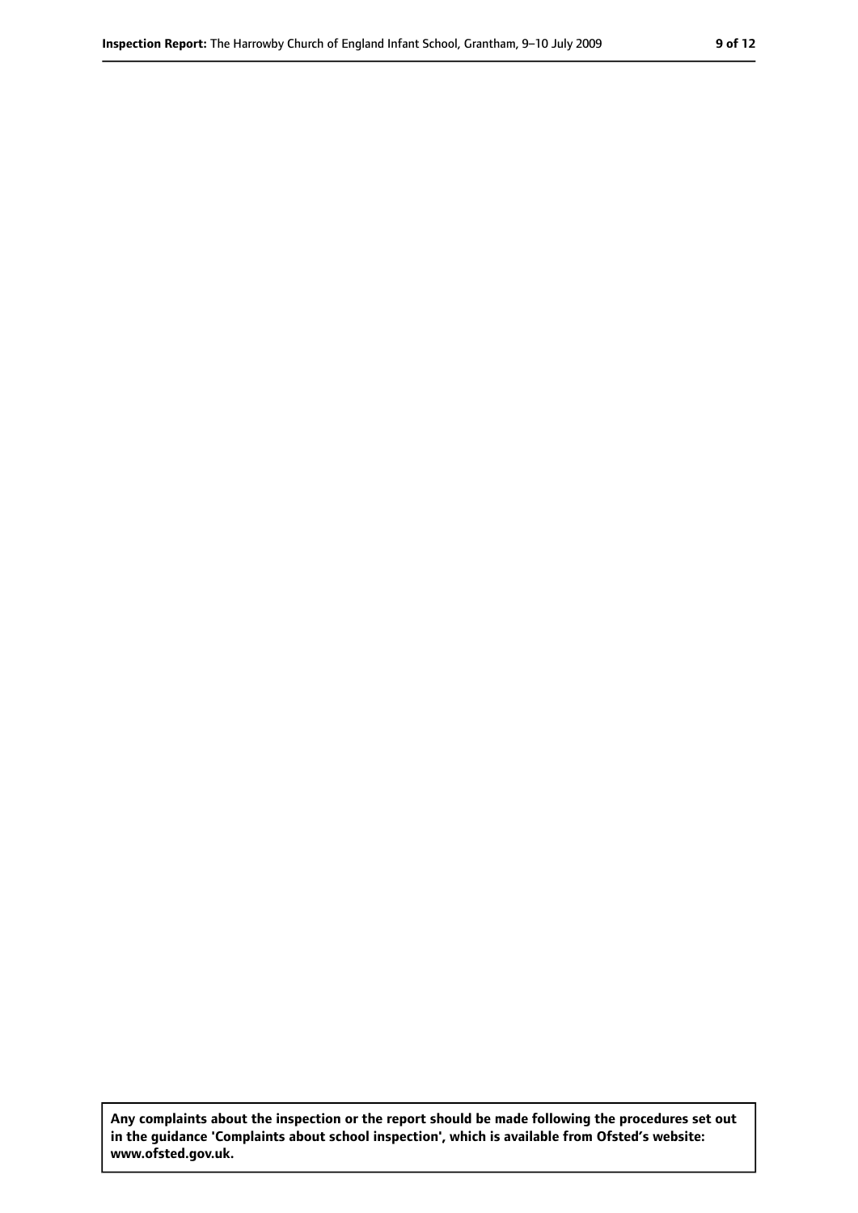**Any complaints about the inspection or the report should be made following the procedures set out in the guidance 'Complaints about school inspection', which is available from Ofsted's website: www.ofsted.gov.uk.**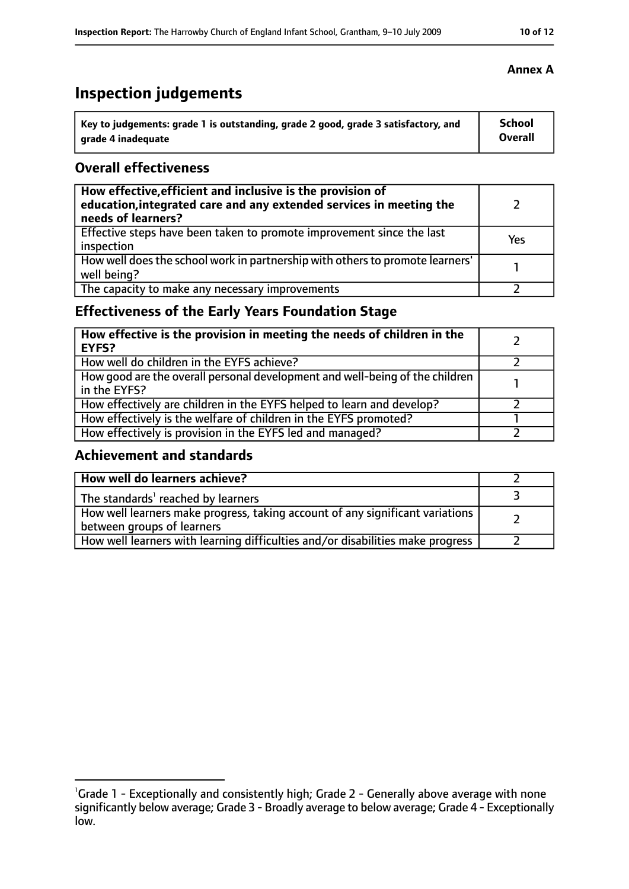**Annex A**

# Inspection judgements

| Key to judgements: grade 1 is outstanding, grade 2 good, grade 3 satisfactory, and grade 4 inadequate | School Overall |
|---|---|

## Overall effectiveness

| | |
|---|---|
| **How effective, efficient and inclusive is the provision of education, integrated care and any extended services in meeting the needs of learners?** | 2 |
| Effective steps have been taken to promote improvement since the last inspection | Yes |
| How well does the school work in partnership with others to promote learners' well being? | 1 |
| The capacity to make any necessary improvements | 2 |

## Effectiveness of the Early Years Foundation Stage

| | |
|---|---|
| **How effective is the provision in meeting the needs of children in the EYFS?** | 2 |
| How well do children in the EYFS achieve? | 2 |
| How good are the overall personal development and well-being of the children in the EYFS? | 1 |
| How effectively are children in the EYFS helped to learn and develop? | 2 |
| How effectively is the welfare of children in the EYFS promoted? | 1 |
| How effectively is provision in the EYFS led and managed? | 2 |

## Achievement and standards

| | |
|---|---|
| **How well do learners achieve?** | 2 |
| The standards[1] reached by learners | 3 |
| How well learners make progress, taking account of any significant variations between groups of learners | 2 |
| How well learners with learning difficulties and/or disabilities make progress | 2 |

[1]Grade 1 - Exceptionally and consistently high; Grade 2 - Generally above average with none significantly below average; Grade 3 - Broadly average to below average; Grade 4 - Exceptionally low.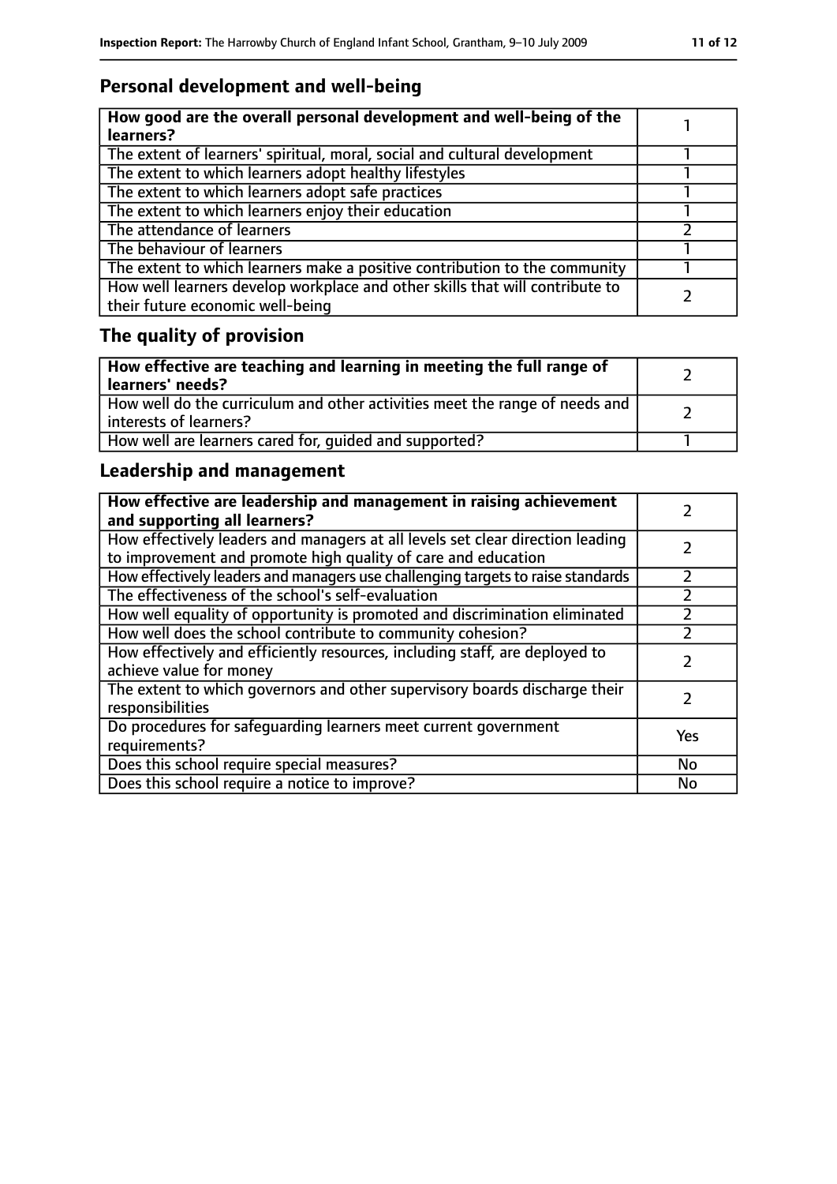## Personal development and well-being

| **How good are the overall personal development and well-being of the learners?** | 1 |
|---|---|
| The extent of learners' spiritual, moral, social and cultural development | 1 |
| The extent to which learners adopt healthy lifestyles | 1 |
| The extent to which learners adopt safe practices | 1 |
| The extent to which learners enjoy their education | 1 |
| The attendance of learners | 2 |
| The behaviour of learners | 1 |
| The extent to which learners make a positive contribution to the community | 1 |
| How well learners develop workplace and other skills that will contribute to their future economic well-being | 2 |

## The quality of provision

| **How effective are teaching and learning in meeting the full range of learners' needs?** | 2 |
|---|---|
| How well do the curriculum and other activities meet the range of needs and interests of learners? | 2 |
| How well are learners cared for, guided and supported? | 1 |

## Leadership and management

| **How effective are leadership and management in raising achievement and supporting all learners?** | 2 |
|---|---|
| How effectively leaders and managers at all levels set clear direction leading to improvement and promote high quality of care and education | 2 |
| How effectively leaders and managers use challenging targets to raise standards | 2 |
| The effectiveness of the school's self-evaluation | 2 |
| How well equality of opportunity is promoted and discrimination eliminated | 2 |
| How well does the school contribute to community cohesion? | 2 |
| How effectively and efficiently resources, including staff, are deployed to achieve value for money | 2 |
| The extent to which governors and other supervisory boards discharge their responsibilities | 2 |
| Do procedures for safeguarding learners meet current government requirements? | Yes |
| Does this school require special measures? | No |
| Does this school require a notice to improve? | No |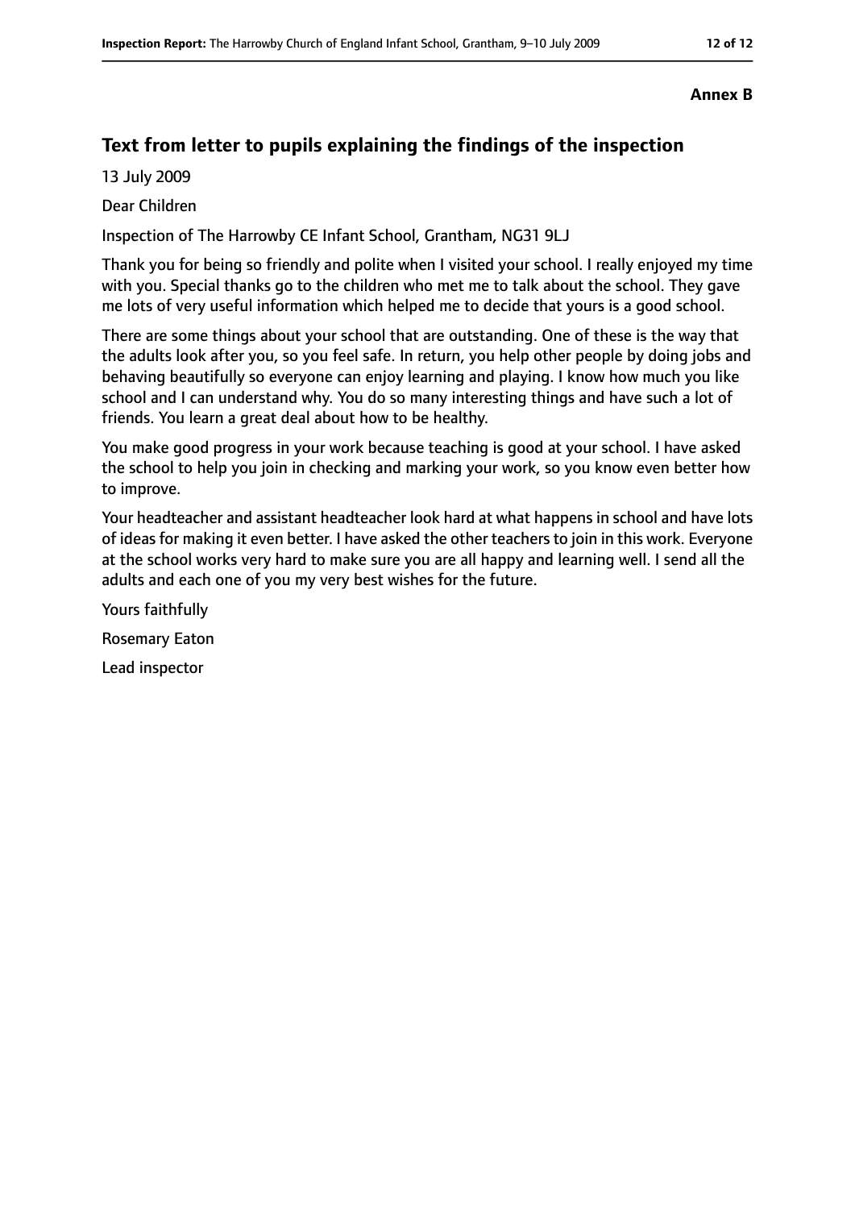**Annex B**

## Text from letter to pupils explaining the findings of the inspection

13 July 2009

Dear Children

Inspection of The Harrowby CE Infant School, Grantham, NG31 9LJ

Thank you for being so friendly and polite when I visited your school. I really enjoyed my time with you. Special thanks go to the children who met me to talk about the school. They gave me lots of very useful information which helped me to decide that yours is a good school.

There are some things about your school that are outstanding. One of these is the way that the adults look after you, so you feel safe. In return, you help other people by doing jobs and behaving beautifully so everyone can enjoy learning and playing. I know how much you like school and I can understand why. You do so many interesting things and have such a lot of friends. You learn a great deal about how to be healthy.

You make good progress in your work because teaching is good at your school. I have asked the school to help you join in checking and marking your work, so you know even better how to improve.

Your headteacher and assistant headteacher look hard at what happens in school and have lots of ideas for making it even better. I have asked the other teachers to join in this work. Everyone at the school works very hard to make sure you are all happy and learning well. I send all the adults and each one of you my very best wishes for the future.

Yours faithfully

Rosemary Eaton

Lead inspector